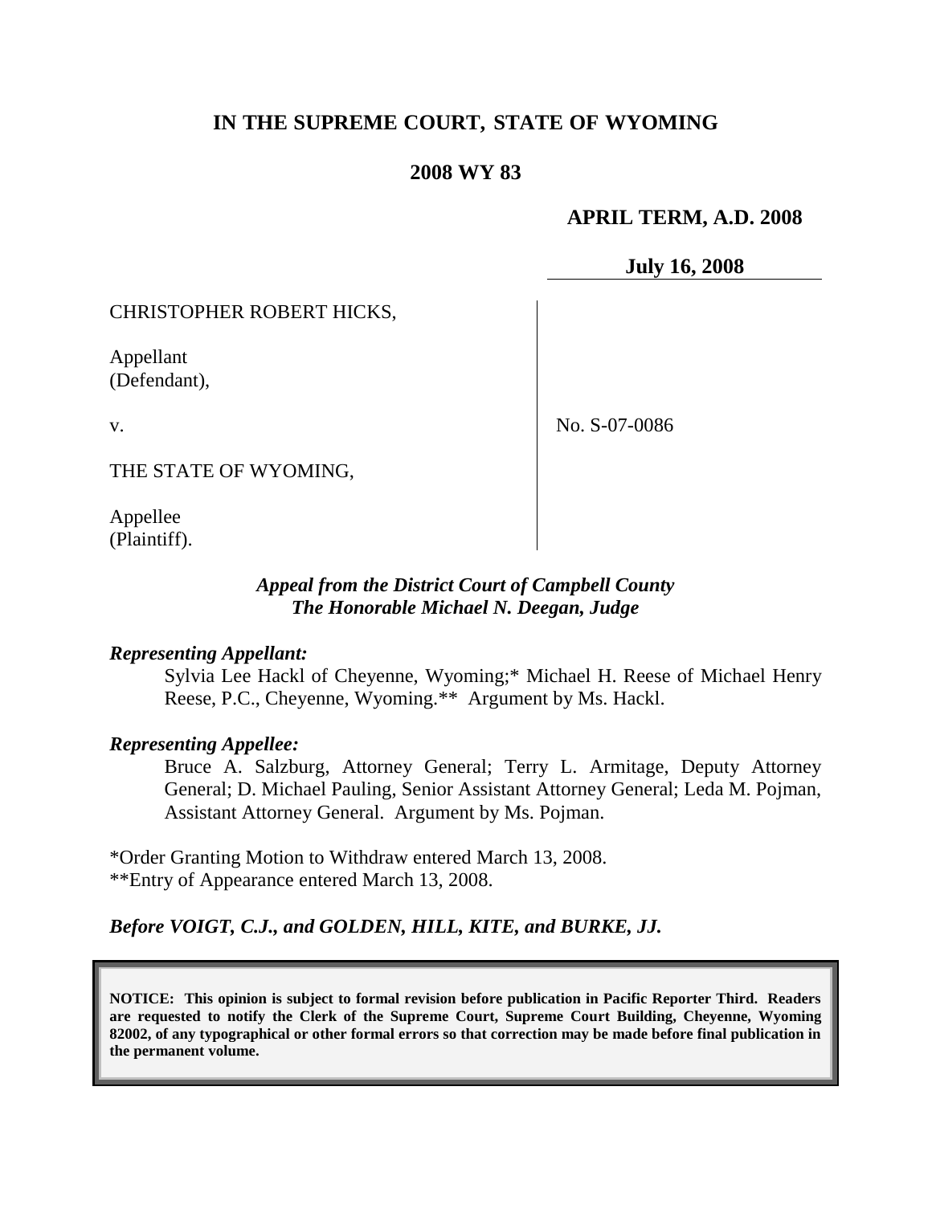# IN THE SUPREME COURT, STATE OF WYOMING

## 2008 WY 83

**APRIL TERM, A.D. 2008**

**July 16, 2008**

CHRISTOPHER ROBERT HICKS,

Appellant
(Defendant),

v.

THE STATE OF WYOMING,

Appellee
(Plaintiff).

No. S-07-0086

***Appeal from the District Court of Campbell County***
***The Honorable Michael N. Deegan, Judge***

***Representing Appellant:***

Sylvia Lee Hackl of Cheyenne, Wyoming;* Michael H. Reese of Michael Henry Reese, P.C., Cheyenne, Wyoming.** Argument by Ms. Hackl.

***Representing Appellee:***

Bruce A. Salzburg, Attorney General; Terry L. Armitage, Deputy Attorney General; D. Michael Pauling, Senior Assistant Attorney General; Leda M. Pojman, Assistant Attorney General. Argument by Ms. Pojman.

*Order Granting Motion to Withdraw entered March 13, 2008.
**Entry of Appearance entered March 13, 2008.

***Before VOIGT, C.J., and GOLDEN, HILL, KITE, and BURKE, JJ.***

**NOTICE: This opinion is subject to formal revision before publication in Pacific Reporter Third. Readers are requested to notify the Clerk of the Supreme Court, Supreme Court Building, Cheyenne, Wyoming 82002, of any typographical or other formal errors so that correction may be made before final publication in the permanent volume.**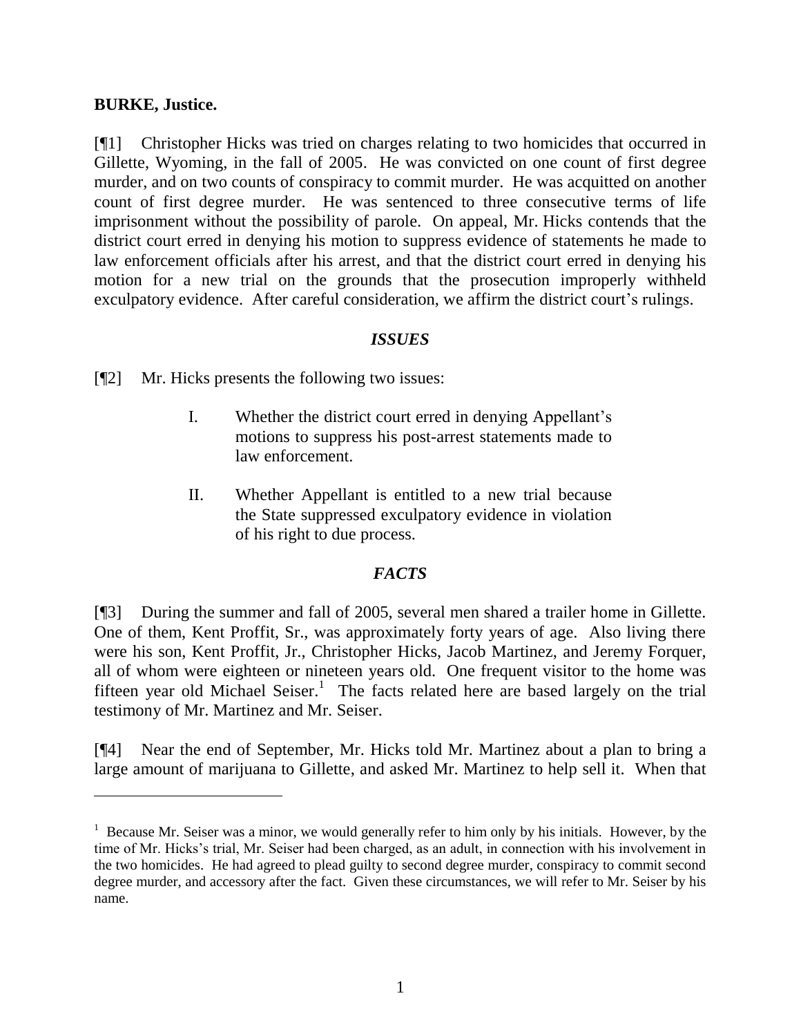**BURKE, Justice.**

[¶1] Christopher Hicks was tried on charges relating to two homicides that occurred in Gillette, Wyoming, in the fall of 2005. He was convicted on one count of first degree murder, and on two counts of conspiracy to commit murder. He was acquitted on another count of first degree murder. He was sentenced to three consecutive terms of life imprisonment without the possibility of parole. On appeal, Mr. Hicks contends that the district court erred in denying his motion to suppress evidence of statements he made to law enforcement officials after his arrest, and that the district court erred in denying his motion for a new trial on the grounds that the prosecution improperly withheld exculpatory evidence. After careful consideration, we affirm the district court's rulings.

## *ISSUES*

[¶2] Mr. Hicks presents the following two issues:

> I. Whether the district court erred in denying Appellant's motions to suppress his post-arrest statements made to law enforcement.
>
> II. Whether Appellant is entitled to a new trial because the State suppressed exculpatory evidence in violation of his right to due process.

## *FACTS*

[¶3] During the summer and fall of 2005, several men shared a trailer home in Gillette. One of them, Kent Proffit, Sr., was approximately forty years of age. Also living there were his son, Kent Proffit, Jr., Christopher Hicks, Jacob Martinez, and Jeremy Forquer, all of whom were eighteen or nineteen years old. One frequent visitor to the home was fifteen year old Michael Seiser.[1] The facts related here are based largely on the trial testimony of Mr. Martinez and Mr. Seiser.

[¶4] Near the end of September, Mr. Hicks told Mr. Martinez about a plan to bring a large amount of marijuana to Gillette, and asked Mr. Martinez to help sell it. When that

---

[1] Because Mr. Seiser was a minor, we would generally refer to him only by his initials. However, by the time of Mr. Hicks's trial, Mr. Seiser had been charged, as an adult, in connection with his involvement in the two homicides. He had agreed to plead guilty to second degree murder, conspiracy to commit second degree murder, and accessory after the fact. Given these circumstances, we will refer to Mr. Seiser by his name.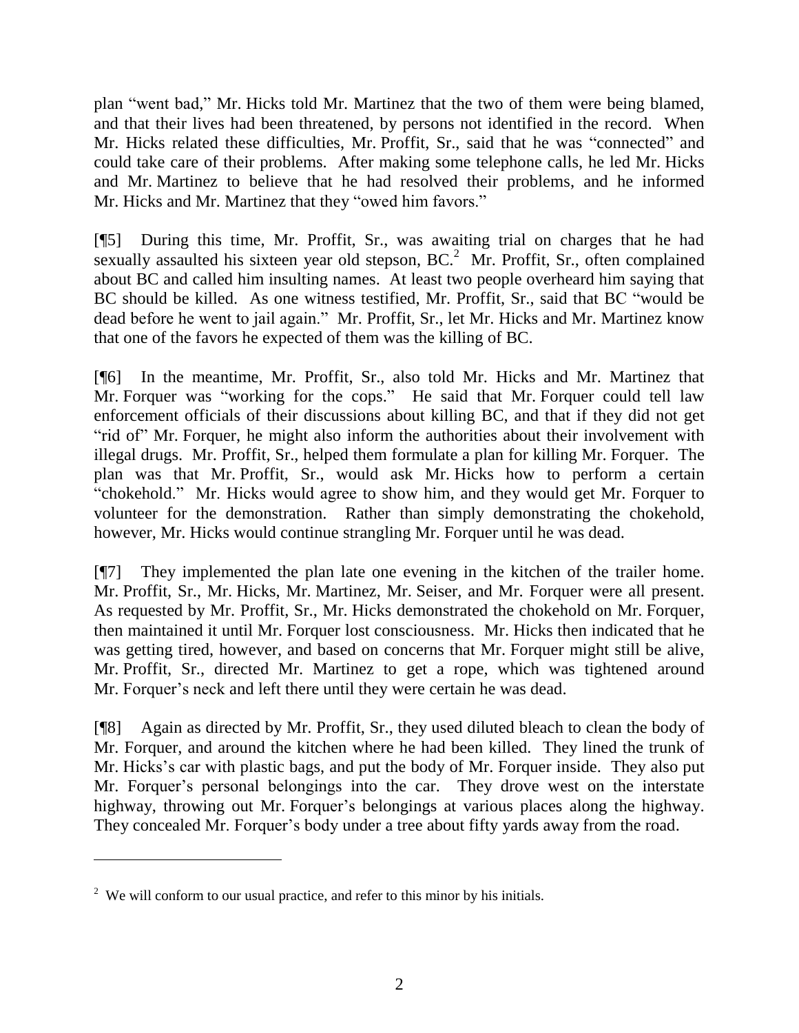plan "went bad," Mr. Hicks told Mr. Martinez that the two of them were being blamed, and that their lives had been threatened, by persons not identified in the record. When Mr. Hicks related these difficulties, Mr. Proffit, Sr., said that he was "connected" and could take care of their problems. After making some telephone calls, he led Mr. Hicks and Mr. Martinez to believe that he had resolved their problems, and he informed Mr. Hicks and Mr. Martinez that they "owed him favors."

[¶5] During this time, Mr. Proffit, Sr., was awaiting trial on charges that he had sexually assaulted his sixteen year old stepson, BC.[2] Mr. Proffit, Sr., often complained about BC and called him insulting names. At least two people overheard him saying that BC should be killed. As one witness testified, Mr. Proffit, Sr., said that BC "would be dead before he went to jail again." Mr. Proffit, Sr., let Mr. Hicks and Mr. Martinez know that one of the favors he expected of them was the killing of BC.

[¶6] In the meantime, Mr. Proffit, Sr., also told Mr. Hicks and Mr. Martinez that Mr. Forquer was "working for the cops." He said that Mr. Forquer could tell law enforcement officials of their discussions about killing BC, and that if they did not get "rid of" Mr. Forquer, he might also inform the authorities about their involvement with illegal drugs. Mr. Proffit, Sr., helped them formulate a plan for killing Mr. Forquer. The plan was that Mr. Proffit, Sr., would ask Mr. Hicks how to perform a certain "chokehold." Mr. Hicks would agree to show him, and they would get Mr. Forquer to volunteer for the demonstration. Rather than simply demonstrating the chokehold, however, Mr. Hicks would continue strangling Mr. Forquer until he was dead.

[¶7] They implemented the plan late one evening in the kitchen of the trailer home. Mr. Proffit, Sr., Mr. Hicks, Mr. Martinez, Mr. Seiser, and Mr. Forquer were all present. As requested by Mr. Proffit, Sr., Mr. Hicks demonstrated the chokehold on Mr. Forquer, then maintained it until Mr. Forquer lost consciousness. Mr. Hicks then indicated that he was getting tired, however, and based on concerns that Mr. Forquer might still be alive, Mr. Proffit, Sr., directed Mr. Martinez to get a rope, which was tightened around Mr. Forquer's neck and left there until they were certain he was dead.

[¶8] Again as directed by Mr. Proffit, Sr., they used diluted bleach to clean the body of Mr. Forquer, and around the kitchen where he had been killed. They lined the trunk of Mr. Hicks's car with plastic bags, and put the body of Mr. Forquer inside. They also put Mr. Forquer's personal belongings into the car. They drove west on the interstate highway, throwing out Mr. Forquer's belongings at various places along the highway. They concealed Mr. Forquer's body under a tree about fifty yards away from the road.

---

[2] We will conform to our usual practice, and refer to this minor by his initials.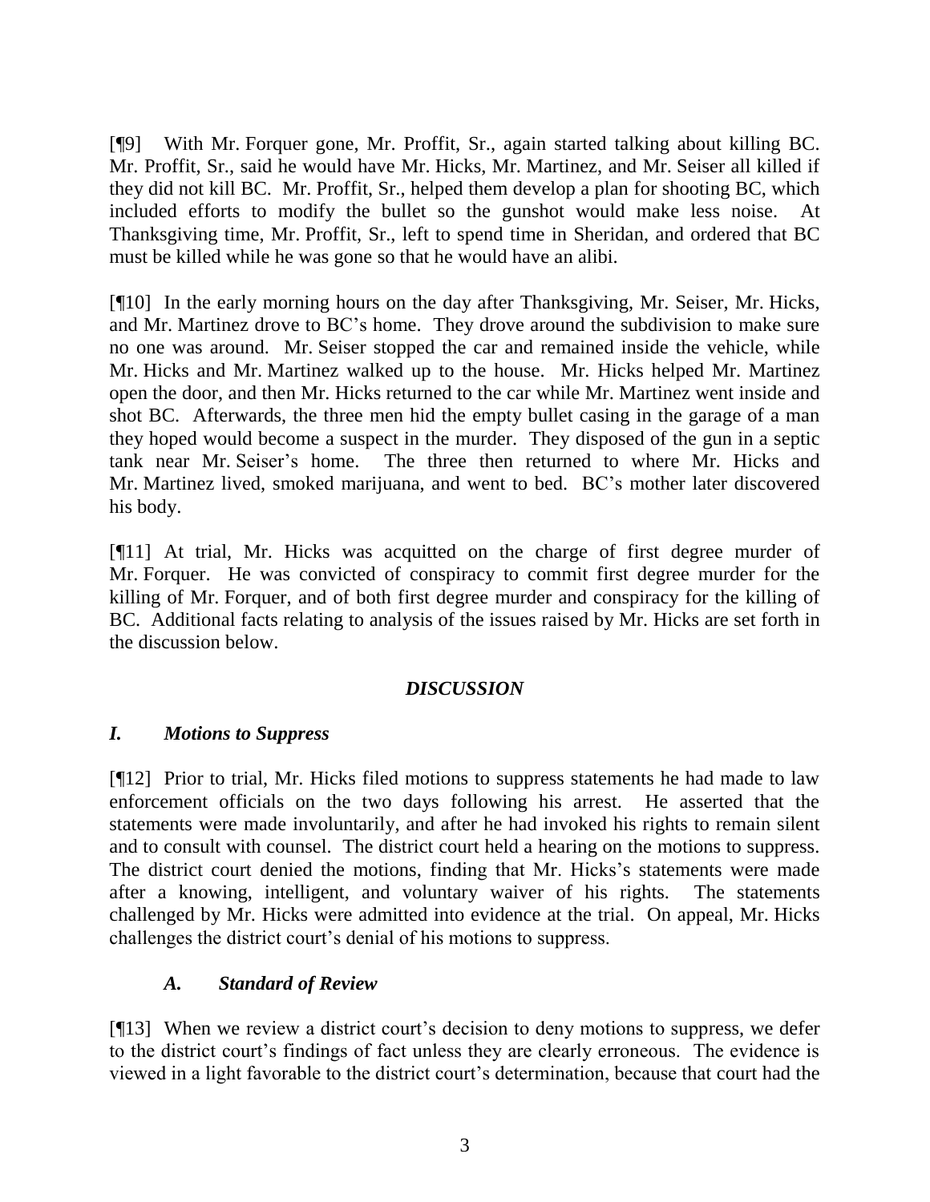[¶9] With Mr. Forquer gone, Mr. Proffit, Sr., again started talking about killing BC. Mr. Proffit, Sr., said he would have Mr. Hicks, Mr. Martinez, and Mr. Seiser all killed if they did not kill BC. Mr. Proffit, Sr., helped them develop a plan for shooting BC, which included efforts to modify the bullet so the gunshot would make less noise. At Thanksgiving time, Mr. Proffit, Sr., left to spend time in Sheridan, and ordered that BC must be killed while he was gone so that he would have an alibi.

[¶10] In the early morning hours on the day after Thanksgiving, Mr. Seiser, Mr. Hicks, and Mr. Martinez drove to BC's home. They drove around the subdivision to make sure no one was around. Mr. Seiser stopped the car and remained inside the vehicle, while Mr. Hicks and Mr. Martinez walked up to the house. Mr. Hicks helped Mr. Martinez open the door, and then Mr. Hicks returned to the car while Mr. Martinez went inside and shot BC. Afterwards, the three men hid the empty bullet casing in the garage of a man they hoped would become a suspect in the murder. They disposed of the gun in a septic tank near Mr. Seiser's home. The three then returned to where Mr. Hicks and Mr. Martinez lived, smoked marijuana, and went to bed. BC's mother later discovered his body.

[¶11] At trial, Mr. Hicks was acquitted on the charge of first degree murder of Mr. Forquer. He was convicted of conspiracy to commit first degree murder for the killing of Mr. Forquer, and of both first degree murder and conspiracy for the killing of BC. Additional facts relating to analysis of the issues raised by Mr. Hicks are set forth in the discussion below.

## *DISCUSSION*

### *I. Motions to Suppress*

[¶12] Prior to trial, Mr. Hicks filed motions to suppress statements he had made to law enforcement officials on the two days following his arrest. He asserted that the statements were made involuntarily, and after he had invoked his rights to remain silent and to consult with counsel. The district court held a hearing on the motions to suppress. The district court denied the motions, finding that Mr. Hicks's statements were made after a knowing, intelligent, and voluntary waiver of his rights. The statements challenged by Mr. Hicks were admitted into evidence at the trial. On appeal, Mr. Hicks challenges the district court's denial of his motions to suppress.

#### *A. Standard of Review*

[¶13] When we review a district court's decision to deny motions to suppress, we defer to the district court's findings of fact unless they are clearly erroneous. The evidence is viewed in a light favorable to the district court's determination, because that court had the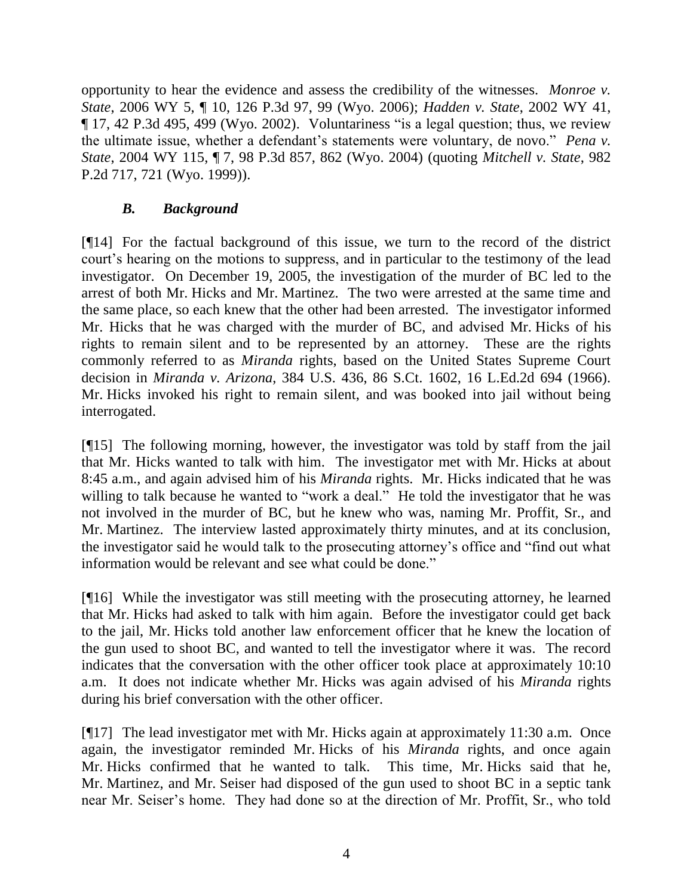opportunity to hear the evidence and assess the credibility of the witnesses. *Monroe v. State*, 2006 WY 5, ¶ 10, 126 P.3d 97, 99 (Wyo. 2006); *Hadden v. State*, 2002 WY 41, ¶ 17, 42 P.3d 495, 499 (Wyo. 2002). Voluntariness "is a legal question; thus, we review the ultimate issue, whether a defendant's statements were voluntary, de novo." *Pena v. State*, 2004 WY 115, ¶ 7, 98 P.3d 857, 862 (Wyo. 2004) (quoting *Mitchell v. State*, 982 P.2d 717, 721 (Wyo. 1999)).

### *B. Background*

[¶14] For the factual background of this issue, we turn to the record of the district court's hearing on the motions to suppress, and in particular to the testimony of the lead investigator. On December 19, 2005, the investigation of the murder of BC led to the arrest of both Mr. Hicks and Mr. Martinez. The two were arrested at the same time and the same place, so each knew that the other had been arrested. The investigator informed Mr. Hicks that he was charged with the murder of BC, and advised Mr. Hicks of his rights to remain silent and to be represented by an attorney. These are the rights commonly referred to as *Miranda* rights, based on the United States Supreme Court decision in *Miranda v. Arizona*, 384 U.S. 436, 86 S.Ct. 1602, 16 L.Ed.2d 694 (1966). Mr. Hicks invoked his right to remain silent, and was booked into jail without being interrogated.

[¶15] The following morning, however, the investigator was told by staff from the jail that Mr. Hicks wanted to talk with him. The investigator met with Mr. Hicks at about 8:45 a.m., and again advised him of his *Miranda* rights. Mr. Hicks indicated that he was willing to talk because he wanted to "work a deal." He told the investigator that he was not involved in the murder of BC, but he knew who was, naming Mr. Proffit, Sr., and Mr. Martinez. The interview lasted approximately thirty minutes, and at its conclusion, the investigator said he would talk to the prosecuting attorney's office and "find out what information would be relevant and see what could be done."

[¶16] While the investigator was still meeting with the prosecuting attorney, he learned that Mr. Hicks had asked to talk with him again. Before the investigator could get back to the jail, Mr. Hicks told another law enforcement officer that he knew the location of the gun used to shoot BC, and wanted to tell the investigator where it was. The record indicates that the conversation with the other officer took place at approximately 10:10 a.m. It does not indicate whether Mr. Hicks was again advised of his *Miranda* rights during his brief conversation with the other officer.

[¶17] The lead investigator met with Mr. Hicks again at approximately 11:30 a.m. Once again, the investigator reminded Mr. Hicks of his *Miranda* rights, and once again Mr. Hicks confirmed that he wanted to talk. This time, Mr. Hicks said that he, Mr. Martinez, and Mr. Seiser had disposed of the gun used to shoot BC in a septic tank near Mr. Seiser's home. They had done so at the direction of Mr. Proffit, Sr., who told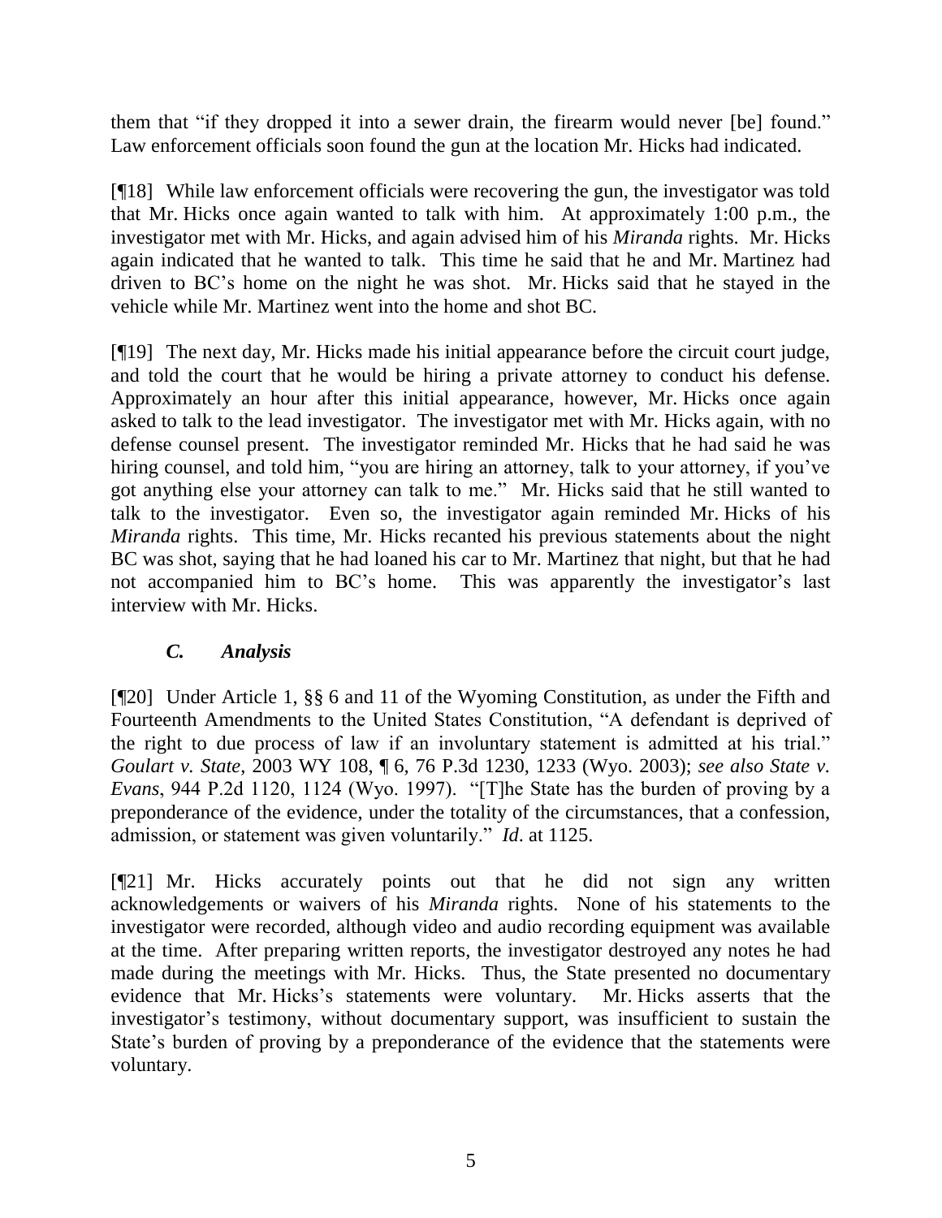them that "if they dropped it into a sewer drain, the firearm would never [be] found." Law enforcement officials soon found the gun at the location Mr. Hicks had indicated.

[¶18] While law enforcement officials were recovering the gun, the investigator was told that Mr. Hicks once again wanted to talk with him. At approximately 1:00 p.m., the investigator met with Mr. Hicks, and again advised him of his *Miranda* rights. Mr. Hicks again indicated that he wanted to talk. This time he said that he and Mr. Martinez had driven to BC's home on the night he was shot. Mr. Hicks said that he stayed in the vehicle while Mr. Martinez went into the home and shot BC.

[¶19] The next day, Mr. Hicks made his initial appearance before the circuit court judge, and told the court that he would be hiring a private attorney to conduct his defense. Approximately an hour after this initial appearance, however, Mr. Hicks once again asked to talk to the lead investigator. The investigator met with Mr. Hicks again, with no defense counsel present. The investigator reminded Mr. Hicks that he had said he was hiring counsel, and told him, "you are hiring an attorney, talk to your attorney, if you've got anything else your attorney can talk to me." Mr. Hicks said that he still wanted to talk to the investigator. Even so, the investigator again reminded Mr. Hicks of his *Miranda* rights. This time, Mr. Hicks recanted his previous statements about the night BC was shot, saying that he had loaned his car to Mr. Martinez that night, but that he had not accompanied him to BC's home. This was apparently the investigator's last interview with Mr. Hicks.

### *C. Analysis*

[¶20] Under Article 1, §§ 6 and 11 of the Wyoming Constitution, as under the Fifth and Fourteenth Amendments to the United States Constitution, "A defendant is deprived of the right to due process of law if an involuntary statement is admitted at his trial." *Goulart v. State*, 2003 WY 108, ¶ 6, 76 P.3d 1230, 1233 (Wyo. 2003); *see also State v. Evans*, 944 P.2d 1120, 1124 (Wyo. 1997). "[T]he State has the burden of proving by a preponderance of the evidence, under the totality of the circumstances, that a confession, admission, or statement was given voluntarily." *Id*. at 1125.

[¶21] Mr. Hicks accurately points out that he did not sign any written acknowledgements or waivers of his *Miranda* rights. None of his statements to the investigator were recorded, although video and audio recording equipment was available at the time. After preparing written reports, the investigator destroyed any notes he had made during the meetings with Mr. Hicks. Thus, the State presented no documentary evidence that Mr. Hicks's statements were voluntary. Mr. Hicks asserts that the investigator's testimony, without documentary support, was insufficient to sustain the State's burden of proving by a preponderance of the evidence that the statements were voluntary.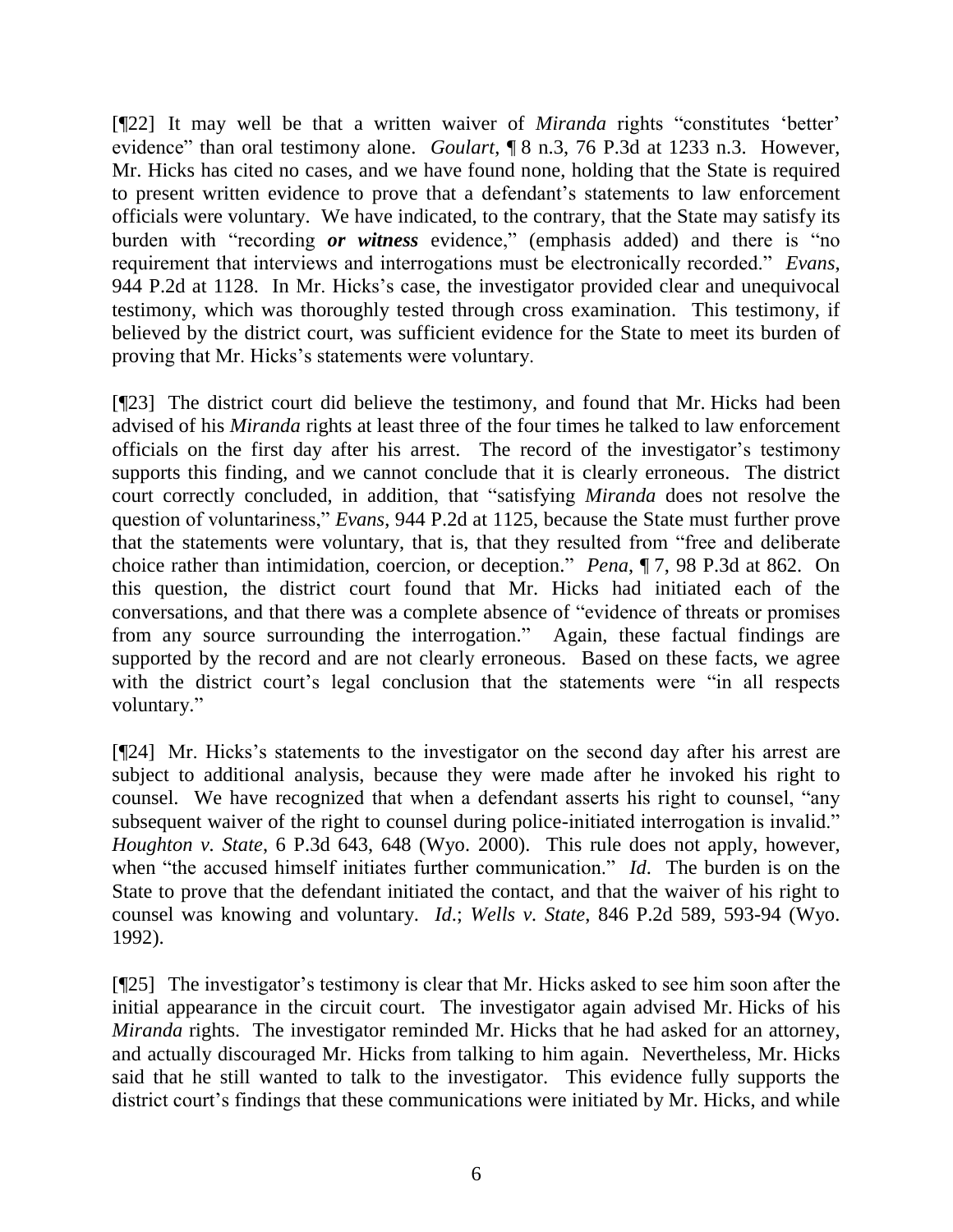[¶22] It may well be that a written waiver of *Miranda* rights "constitutes 'better' evidence" than oral testimony alone. *Goulart*, ¶ 8 n.3, 76 P.3d at 1233 n.3. However, Mr. Hicks has cited no cases, and we have found none, holding that the State is required to present written evidence to prove that a defendant's statements to law enforcement officials were voluntary. We have indicated, to the contrary, that the State may satisfy its burden with "recording ***or witness*** evidence," (emphasis added) and there is "no requirement that interviews and interrogations must be electronically recorded." *Evans*, 944 P.2d at 1128. In Mr. Hicks's case, the investigator provided clear and unequivocal testimony, which was thoroughly tested through cross examination. This testimony, if believed by the district court, was sufficient evidence for the State to meet its burden of proving that Mr. Hicks's statements were voluntary.

[¶23] The district court did believe the testimony, and found that Mr. Hicks had been advised of his *Miranda* rights at least three of the four times he talked to law enforcement officials on the first day after his arrest. The record of the investigator's testimony supports this finding, and we cannot conclude that it is clearly erroneous. The district court correctly concluded, in addition, that "satisfying *Miranda* does not resolve the question of voluntariness," *Evans*, 944 P.2d at 1125, because the State must further prove that the statements were voluntary, that is, that they resulted from "free and deliberate choice rather than intimidation, coercion, or deception." *Pena*, ¶ 7, 98 P.3d at 862. On this question, the district court found that Mr. Hicks had initiated each of the conversations, and that there was a complete absence of "evidence of threats or promises from any source surrounding the interrogation." Again, these factual findings are supported by the record and are not clearly erroneous. Based on these facts, we agree with the district court's legal conclusion that the statements were "in all respects voluntary."

[¶24] Mr. Hicks's statements to the investigator on the second day after his arrest are subject to additional analysis, because they were made after he invoked his right to counsel. We have recognized that when a defendant asserts his right to counsel, "any subsequent waiver of the right to counsel during police-initiated interrogation is invalid." *Houghton v. State*, 6 P.3d 643, 648 (Wyo. 2000). This rule does not apply, however, when "the accused himself initiates further communication." *Id*. The burden is on the State to prove that the defendant initiated the contact, and that the waiver of his right to counsel was knowing and voluntary. *Id*.; *Wells v. State*, 846 P.2d 589, 593-94 (Wyo. 1992).

[¶25] The investigator's testimony is clear that Mr. Hicks asked to see him soon after the initial appearance in the circuit court. The investigator again advised Mr. Hicks of his *Miranda* rights. The investigator reminded Mr. Hicks that he had asked for an attorney, and actually discouraged Mr. Hicks from talking to him again. Nevertheless, Mr. Hicks said that he still wanted to talk to the investigator. This evidence fully supports the district court's findings that these communications were initiated by Mr. Hicks, and while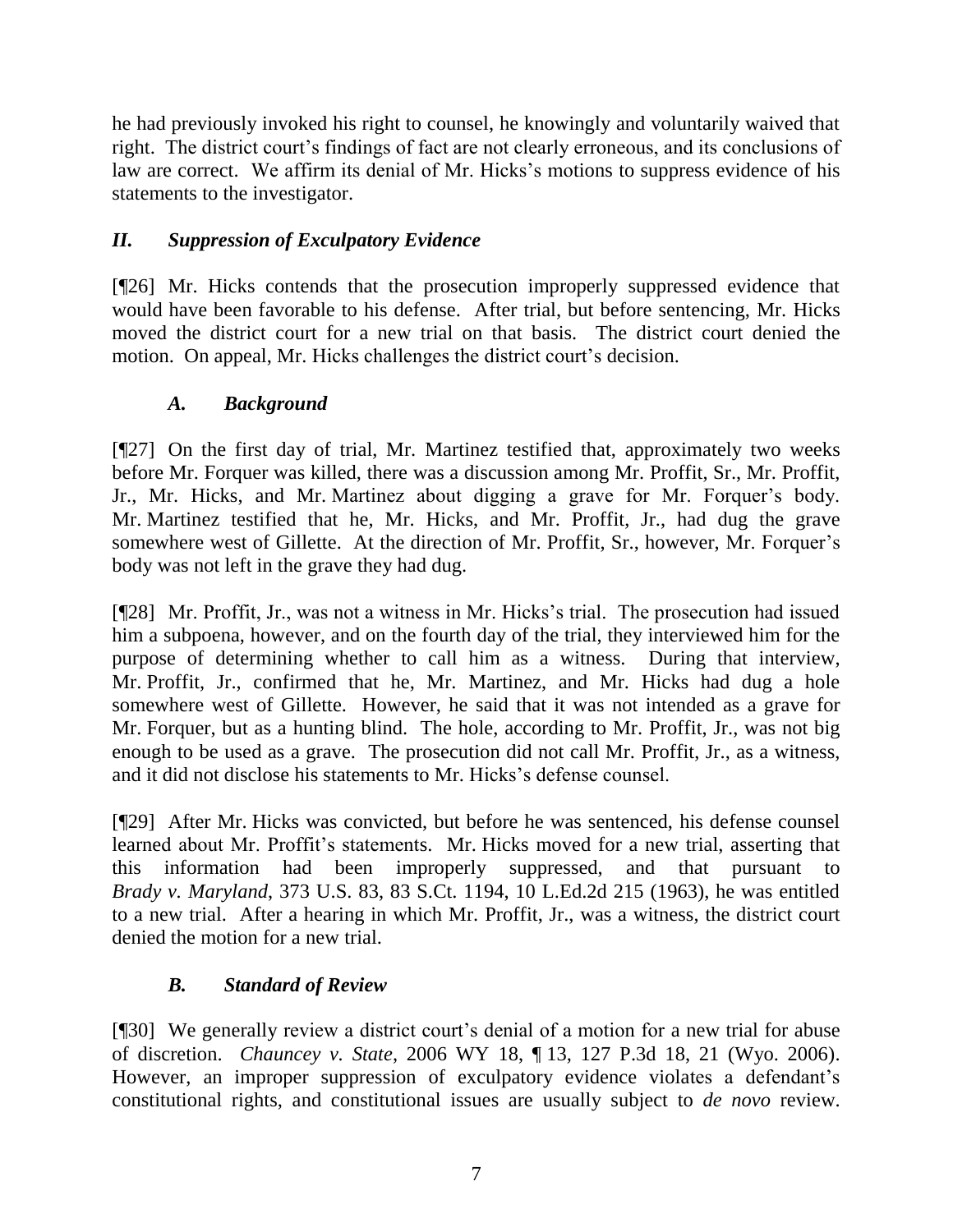he had previously invoked his right to counsel, he knowingly and voluntarily waived that right. The district court's findings of fact are not clearly erroneous, and its conclusions of law are correct. We affirm its denial of Mr. Hicks's motions to suppress evidence of his statements to the investigator.

## *II. Suppression of Exculpatory Evidence*

[¶26] Mr. Hicks contends that the prosecution improperly suppressed evidence that would have been favorable to his defense. After trial, but before sentencing, Mr. Hicks moved the district court for a new trial on that basis. The district court denied the motion. On appeal, Mr. Hicks challenges the district court's decision.

### *A. Background*

[¶27] On the first day of trial, Mr. Martinez testified that, approximately two weeks before Mr. Forquer was killed, there was a discussion among Mr. Proffit, Sr., Mr. Proffit, Jr., Mr. Hicks, and Mr. Martinez about digging a grave for Mr. Forquer's body. Mr. Martinez testified that he, Mr. Hicks, and Mr. Proffit, Jr., had dug the grave somewhere west of Gillette. At the direction of Mr. Proffit, Sr., however, Mr. Forquer's body was not left in the grave they had dug.

[¶28] Mr. Proffit, Jr., was not a witness in Mr. Hicks's trial. The prosecution had issued him a subpoena, however, and on the fourth day of the trial, they interviewed him for the purpose of determining whether to call him as a witness. During that interview, Mr. Proffit, Jr., confirmed that he, Mr. Martinez, and Mr. Hicks had dug a hole somewhere west of Gillette. However, he said that it was not intended as a grave for Mr. Forquer, but as a hunting blind. The hole, according to Mr. Proffit, Jr., was not big enough to be used as a grave. The prosecution did not call Mr. Proffit, Jr., as a witness, and it did not disclose his statements to Mr. Hicks's defense counsel.

[¶29] After Mr. Hicks was convicted, but before he was sentenced, his defense counsel learned about Mr. Proffit's statements. Mr. Hicks moved for a new trial, asserting that this information had been improperly suppressed, and that pursuant to *Brady v. Maryland*, 373 U.S. 83, 83 S.Ct. 1194, 10 L.Ed.2d 215 (1963), he was entitled to a new trial. After a hearing in which Mr. Proffit, Jr., was a witness, the district court denied the motion for a new trial.

### *B. Standard of Review*

[¶30] We generally review a district court's denial of a motion for a new trial for abuse of discretion. *Chauncey v. State*, 2006 WY 18, ¶ 13, 127 P.3d 18, 21 (Wyo. 2006). However, an improper suppression of exculpatory evidence violates a defendant's constitutional rights, and constitutional issues are usually subject to *de novo* review.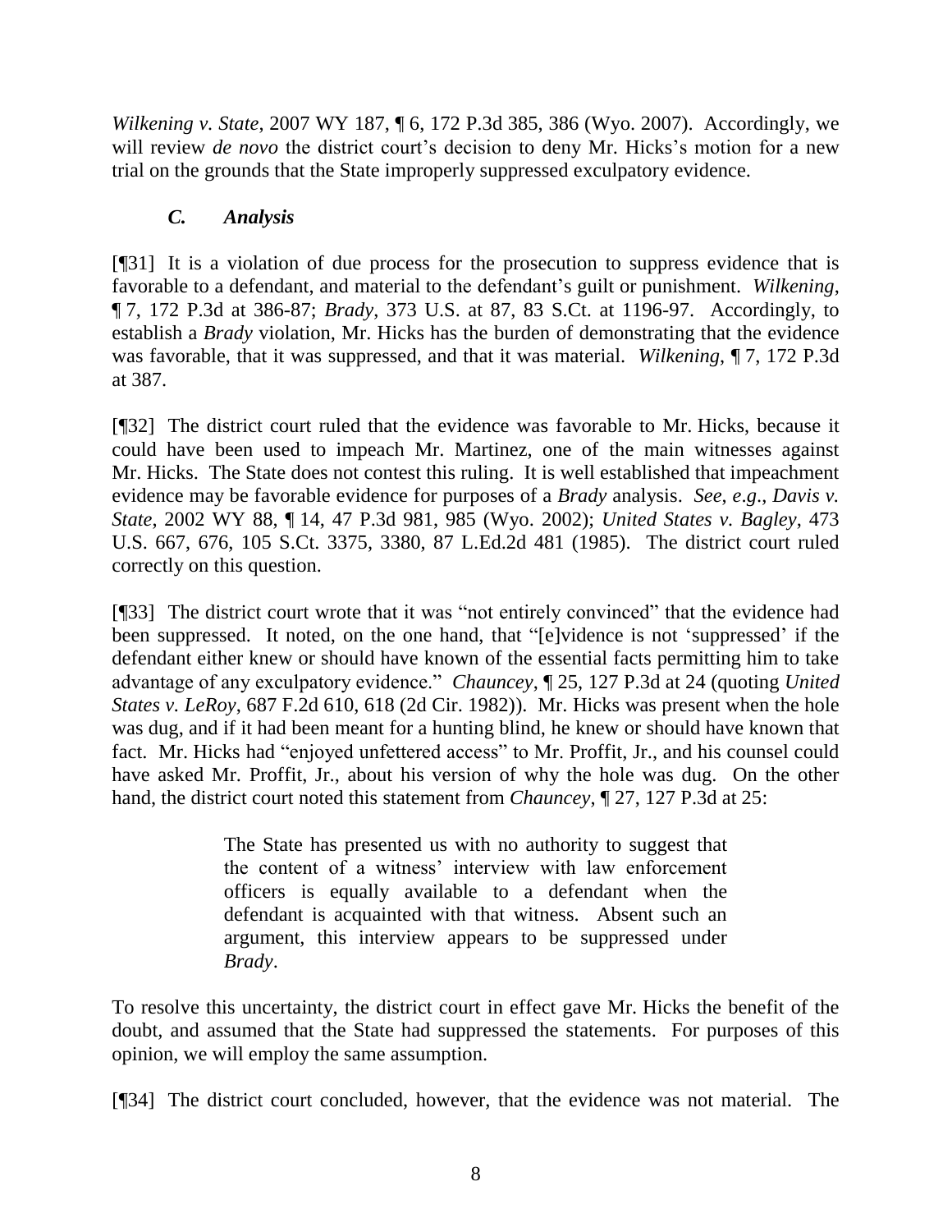*Wilkening v. State*, 2007 WY 187, ¶ 6, 172 P.3d 385, 386 (Wyo. 2007). Accordingly, we will review *de novo* the district court's decision to deny Mr. Hicks's motion for a new trial on the grounds that the State improperly suppressed exculpatory evidence.

### *C. Analysis*

[¶31] It is a violation of due process for the prosecution to suppress evidence that is favorable to a defendant, and material to the defendant's guilt or punishment. *Wilkening*, ¶ 7, 172 P.3d at 386-87; *Brady*, 373 U.S. at 87, 83 S.Ct. at 1196-97. Accordingly, to establish a *Brady* violation, Mr. Hicks has the burden of demonstrating that the evidence was favorable, that it was suppressed, and that it was material. *Wilkening*, ¶ 7, 172 P.3d at 387.

[¶32] The district court ruled that the evidence was favorable to Mr. Hicks, because it could have been used to impeach Mr. Martinez, one of the main witnesses against Mr. Hicks. The State does not contest this ruling. It is well established that impeachment evidence may be favorable evidence for purposes of a *Brady* analysis. *See*, *e.g*., *Davis v. State*, 2002 WY 88, ¶ 14, 47 P.3d 981, 985 (Wyo. 2002); *United States v. Bagley*, 473 U.S. 667, 676, 105 S.Ct. 3375, 3380, 87 L.Ed.2d 481 (1985). The district court ruled correctly on this question.

[¶33] The district court wrote that it was "not entirely convinced" that the evidence had been suppressed. It noted, on the one hand, that "[e]vidence is not 'suppressed' if the defendant either knew or should have known of the essential facts permitting him to take advantage of any exculpatory evidence." *Chauncey*, ¶ 25, 127 P.3d at 24 (quoting *United States v. LeRoy*, 687 F.2d 610, 618 (2d Cir. 1982)). Mr. Hicks was present when the hole was dug, and if it had been meant for a hunting blind, he knew or should have known that fact. Mr. Hicks had "enjoyed unfettered access" to Mr. Proffit, Jr., and his counsel could have asked Mr. Proffit, Jr., about his version of why the hole was dug. On the other hand, the district court noted this statement from *Chauncey*, ¶ 27, 127 P.3d at 25:

> The State has presented us with no authority to suggest that the content of a witness' interview with law enforcement officers is equally available to a defendant when the defendant is acquainted with that witness. Absent such an argument, this interview appears to be suppressed under *Brady*.

To resolve this uncertainty, the district court in effect gave Mr. Hicks the benefit of the doubt, and assumed that the State had suppressed the statements. For purposes of this opinion, we will employ the same assumption.

[¶34] The district court concluded, however, that the evidence was not material. The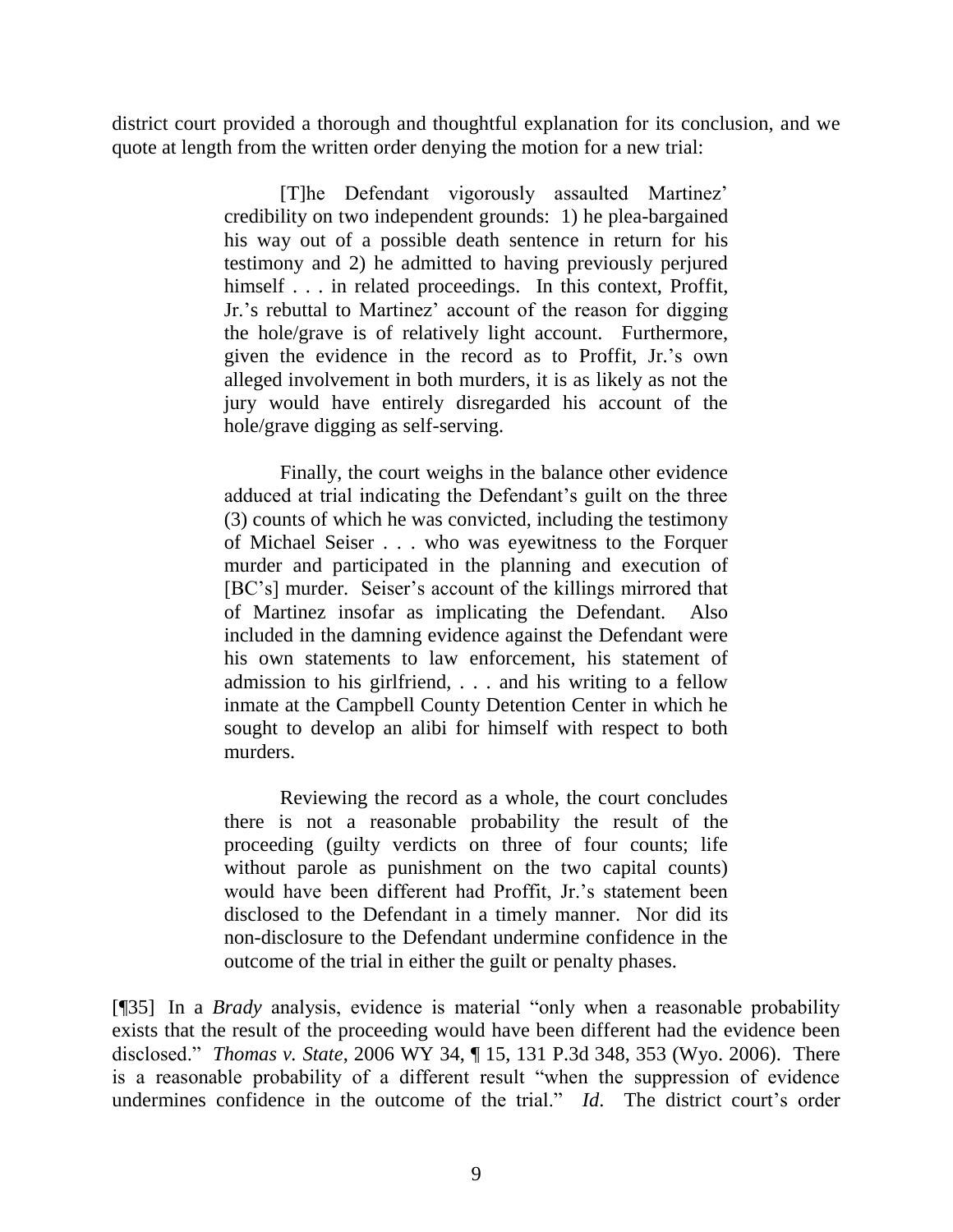district court provided a thorough and thoughtful explanation for its conclusion, and we quote at length from the written order denying the motion for a new trial:

> [T]he Defendant vigorously assaulted Martinez' credibility on two independent grounds: 1) he plea-bargained his way out of a possible death sentence in return for his testimony and 2) he admitted to having previously perjured himself . . . in related proceedings. In this context, Proffit, Jr.'s rebuttal to Martinez' account of the reason for digging the hole/grave is of relatively light account. Furthermore, given the evidence in the record as to Proffit, Jr.'s own alleged involvement in both murders, it is as likely as not the jury would have entirely disregarded his account of the hole/grave digging as self-serving.
>
> Finally, the court weighs in the balance other evidence adduced at trial indicating the Defendant's guilt on the three (3) counts of which he was convicted, including the testimony of Michael Seiser . . . who was eyewitness to the Forquer murder and participated in the planning and execution of [BC's] murder. Seiser's account of the killings mirrored that of Martinez insofar as implicating the Defendant. Also included in the damning evidence against the Defendant were his own statements to law enforcement, his statement of admission to his girlfriend, . . . and his writing to a fellow inmate at the Campbell County Detention Center in which he sought to develop an alibi for himself with respect to both murders.
>
> Reviewing the record as a whole, the court concludes there is not a reasonable probability the result of the proceeding (guilty verdicts on three of four counts; life without parole as punishment on the two capital counts) would have been different had Proffit, Jr.'s statement been disclosed to the Defendant in a timely manner. Nor did its non-disclosure to the Defendant undermine confidence in the outcome of the trial in either the guilt or penalty phases.

[¶35] In a *Brady* analysis, evidence is material "only when a reasonable probability exists that the result of the proceeding would have been different had the evidence been disclosed." *Thomas v. State*, 2006 WY 34, ¶ 15, 131 P.3d 348, 353 (Wyo. 2006). There is a reasonable probability of a different result "when the suppression of evidence undermines confidence in the outcome of the trial." *Id*. The district court's order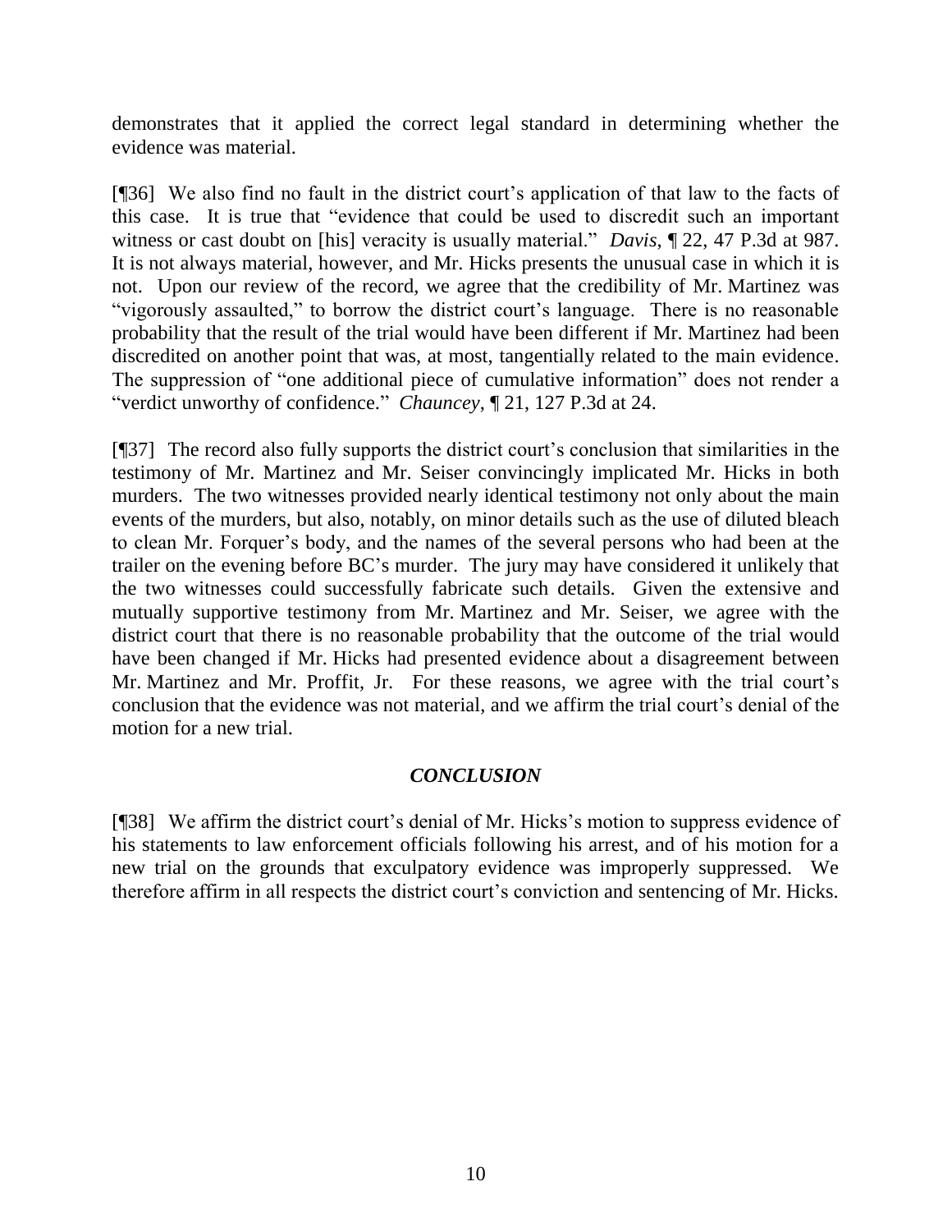demonstrates that it applied the correct legal standard in determining whether the evidence was material.

[¶36] We also find no fault in the district court's application of that law to the facts of this case. It is true that "evidence that could be used to discredit such an important witness or cast doubt on [his] veracity is usually material." *Davis*, ¶ 22, 47 P.3d at 987. It is not always material, however, and Mr. Hicks presents the unusual case in which it is not. Upon our review of the record, we agree that the credibility of Mr. Martinez was "vigorously assaulted," to borrow the district court's language. There is no reasonable probability that the result of the trial would have been different if Mr. Martinez had been discredited on another point that was, at most, tangentially related to the main evidence. The suppression of "one additional piece of cumulative information" does not render a "verdict unworthy of confidence." *Chauncey*, ¶ 21, 127 P.3d at 24.

[¶37] The record also fully supports the district court's conclusion that similarities in the testimony of Mr. Martinez and Mr. Seiser convincingly implicated Mr. Hicks in both murders. The two witnesses provided nearly identical testimony not only about the main events of the murders, but also, notably, on minor details such as the use of diluted bleach to clean Mr. Forquer's body, and the names of the several persons who had been at the trailer on the evening before BC's murder. The jury may have considered it unlikely that the two witnesses could successfully fabricate such details. Given the extensive and mutually supportive testimony from Mr. Martinez and Mr. Seiser, we agree with the district court that there is no reasonable probability that the outcome of the trial would have been changed if Mr. Hicks had presented evidence about a disagreement between Mr. Martinez and Mr. Proffit, Jr. For these reasons, we agree with the trial court's conclusion that the evidence was not material, and we affirm the trial court's denial of the motion for a new trial.

## *CONCLUSION*

[¶38] We affirm the district court's denial of Mr. Hicks's motion to suppress evidence of his statements to law enforcement officials following his arrest, and of his motion for a new trial on the grounds that exculpatory evidence was improperly suppressed. We therefore affirm in all respects the district court's conviction and sentencing of Mr. Hicks.